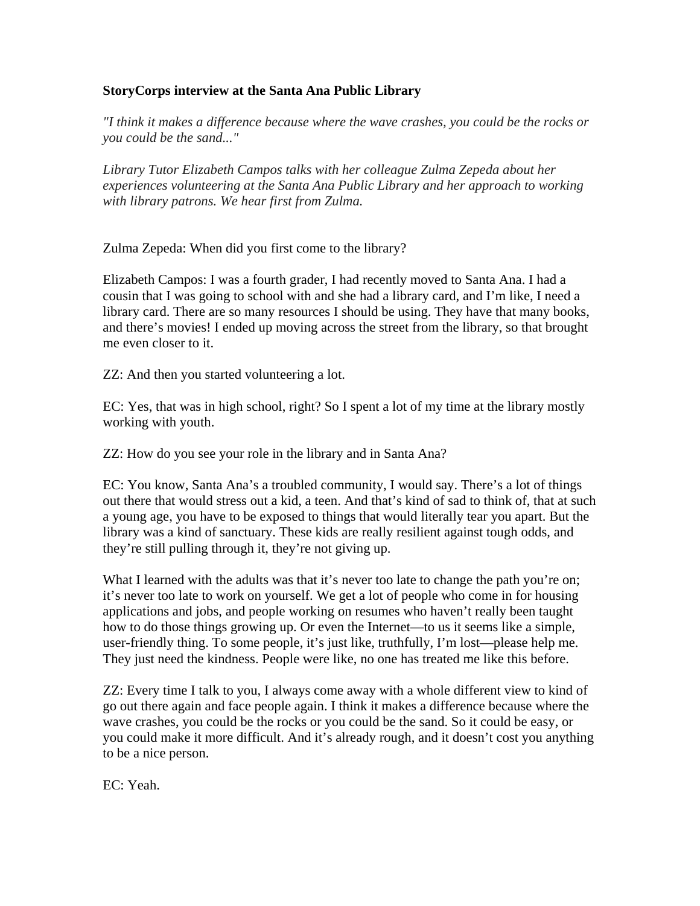**StoryCorps interview at the Santa Ana Public Library**

*"I think it makes a difference because where the wave crashes, you could be the rocks or you could be the sand..."*

*Library Tutor Elizabeth Campos talks with her colleague Zulma Zepeda about her experiences volunteering at the Santa Ana Public Library and her approach to working with library patrons. We hear first from Zulma.*

Zulma Zepeda: When did you first come to the library?

Elizabeth Campos: I was a fourth grader, I had recently moved to Santa Ana. I had a cousin that I was going to school with and she had a library card, and I'm like, I need a library card. There are so many resources I should be using. They have that many books, and there's movies! I ended up moving across the street from the library, so that brought me even closer to it.

ZZ: And then you started volunteering a lot.

EC: Yes, that was in high school, right? So I spent a lot of my time at the library mostly working with youth.

ZZ: How do you see your role in the library and in Santa Ana?

EC: You know, Santa Ana's a troubled community, I would say. There's a lot of things out there that would stress out a kid, a teen. And that's kind of sad to think of, that at such a young age, you have to be exposed to things that would literally tear you apart. But the library was a kind of sanctuary. These kids are really resilient against tough odds, and they're still pulling through it, they're not giving up.

What I learned with the adults was that it's never too late to change the path you're on; it's never too late to work on yourself. We get a lot of people who come in for housing applications and jobs, and people working on resumes who haven't really been taught how to do those things growing up. Or even the Internet—to us it seems like a simple, user-friendly thing. To some people, it's just like, truthfully, I'm lost—please help me. They just need the kindness. People were like, no one has treated me like this before.

ZZ: Every time I talk to you, I always come away with a whole different view to kind of go out there again and face people again. I think it makes a difference because where the wave crashes, you could be the rocks or you could be the sand. So it could be easy, or you could make it more difficult. And it's already rough, and it doesn't cost you anything to be a nice person.

EC: Yeah.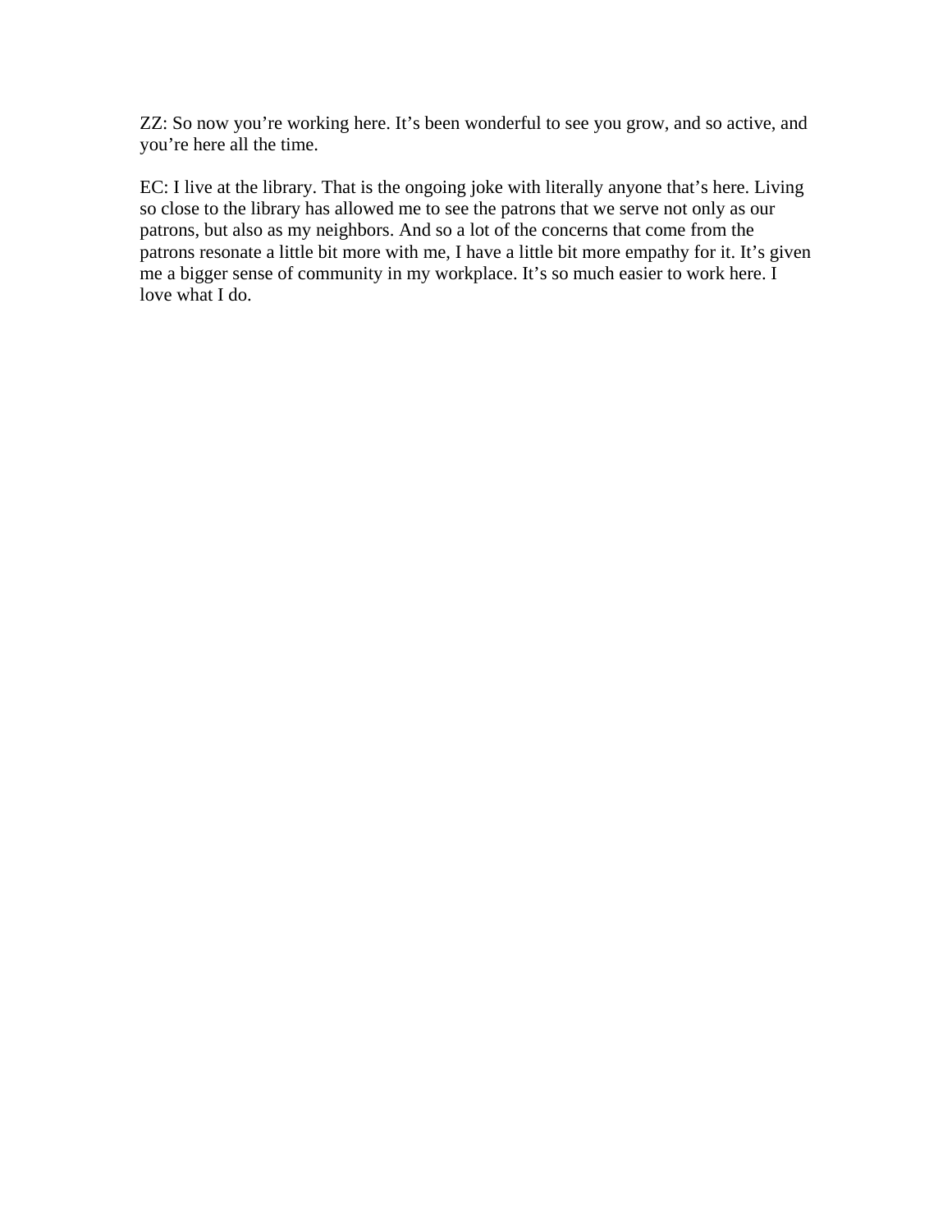ZZ: So now you're working here. It's been wonderful to see you grow, and so active, and you're here all the time.

EC: I live at the library. That is the ongoing joke with literally anyone that's here. Living so close to the library has allowed me to see the patrons that we serve not only as our patrons, but also as my neighbors. And so a lot of the concerns that come from the patrons resonate a little bit more with me, I have a little bit more empathy for it. It's given me a bigger sense of community in my workplace. It's so much easier to work here. I love what I do.